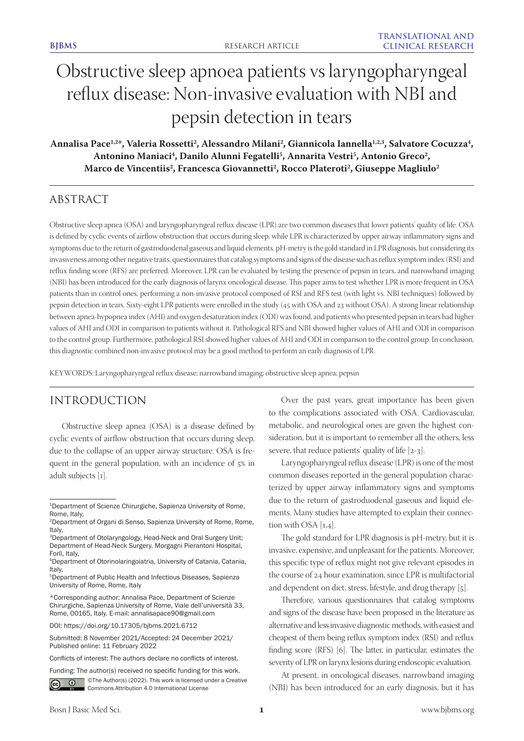# Obstructive sleep apnoea patients vs laryngopharyngeal reflux disease: Non-invasive evaluation with NBI and pepsin detection in tears

**Annalisa Pace[1,2*], Valeria Rossetti[2], Alessandro Milani[2], Giannicola Iannella[1,2,3], Salvatore Cocuzza[4], Antonino Maniaci[4], Danilo Alunni Fegatelli[5], Annarita Vestri[5], Antonio Greco[2], Marco de Vincentiis[2], Francesca Giovannetti[2], Rocco Plateroti[2], Giuseppe Magliulo[2]**

## ABSTRACT

Obstructive sleep apnea (OSA) and laryngopharyngeal reflux disease (LPR) are two common diseases that lower patients' quality of life. OSA is defined by cyclic events of airflow obstruction that occurs during sleep, while LPR is characterized by upper airway inflammatory signs and symptoms due to the return of gastroduodenal gaseous and liquid elements. pH-metry is the gold standard in LPR diagnosis, but considering its invasiveness among other negative traits, questionnaires that catalog symptoms and signs of the disease such as reflux symptom index (RSI) and reflux finding score (RFS) are preferred. Moreover, LPR can be evaluated by testing the presence of pepsin in tears, and narrowband imaging (NBI) has been introduced for the early diagnosis of larynx oncological disease. This paper aims to test whether LPR is more frequent in OSA patients than in control ones, performing a non-invasive protocol composed of RSI and RFS test (with light vs. NBI techniques) followed by pepsin detection in tears. Sixty-eight LPR patients were enrolled in the study (45 with OSA and 23 without OSA). A strong linear relationship between apnea-hypopnea index (AHI) and oxygen desaturation index (ODI) was found, and patients who presented pepsin in tears had higher values of AHI and ODI in comparison to patients without it. Pathological RFS and NBI showed higher values of AHI and ODI in comparison to the control group. Furthermore, pathological RSI showed higher values of AHI and ODI in comparison to the control group. In conclusion, this diagnostic combined non-invasive protocol may be a good method to perform an early diagnosis of LPR.

KEYWORDS: Laryngopharyngeal reflux disease; narrowband imaging; obstructive sleep apnea; pepsin

## INTRODUCTION

Obstructive sleep apnea (OSA) is a disease defined by cyclic events of airflow obstruction that occurs during sleep, due to the collapse of an upper airway structure. OSA is frequent in the general population, with an incidence of 5% in adult subjects [1].

Over the past years, great importance has been given to the complications associated with OSA. Cardiovascular, metabolic, and neurological ones are given the highest consideration, but it is important to remember all the others, less severe, that reduce patients' quality of life [2-3].

Laryngopharyngeal reflux disease (LPR) is one of the most common diseases reported in the general population characterized by upper airway inflammatory signs and symptoms due to the return of gastroduodenal gaseous and liquid elements. Many studies have attempted to explain their connection with OSA [1,4].

The gold standard for LPR diagnosis is pH-metry, but it is invasive, expensive, and unpleasant for the patients. Moreover, this specific type of reflux might not give relevant episodes in the course of 24 hour examination, since LPR is multifactorial and dependent on diet, stress, lifestyle, and drug therapy [5].

Therefore, various questionnaires that catalog symptoms and signs of the disease have been proposed in the literature as alternative and less invasive diagnostic methods, with easiest and cheapest of them being reflux symptom index (RSI) and reflux finding score (RFS) [6]. The latter, in particular, estimates the severity of LPR on larynx lesions during endoscopic evaluation.

At present, in oncological diseases, narrowband imaging (NBI) has been introduced for an early diagnosis, but it has

---

[1]Department of Scienze Chirurgiche, Sapienza University of Rome, Rome, Italy,
[2]Department of Organi di Senso, Sapienza University of Rome, Rome, Italy,
[3]Department of Otolaryngology, Head-Neck and Oral Surgery Unit; Department of Head-Neck Surgery, Morgagni Pierantoni Hospital, Forlì, Italy,
[4]Department of Otorinolaringoiatria, University of Catania, Catania, Italy,
[5]Department of Public Health and Infectious Diseases, Sapienza University of Rome, Rome, Italy

*Corresponding author: Annalisa Pace, Department of Scienze Chirurgiche, Sapienza University of Rome, Viale dell'università 33, Rome, 00165, Italy. E-mail: annalisapace90@gmail.com

DOI: https://doi.org/10.17305/bjbms.2021.6712

Submitted: 8 November 2021/Accepted: 24 December 2021/ Published online: 11 February 2022

Conflicts of interest: The authors declare no conflicts of interest.

Funding: The author(s) received no specific funding for this work.

©The Author(s) (2022). This work is licensed under a Creative Commons Attribution 4.0 International License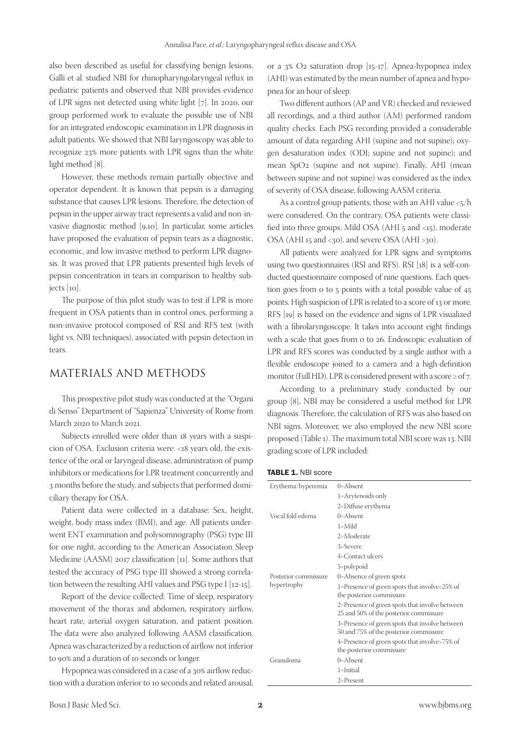also been described as useful for classifying benign lesions. Galli et al. studied NBI for rhinopharyngolaryngeal reflux in pediatric patients and observed that NBI provides evidence of LPR signs not detected using white light [7]. In 2020, our group performed work to evaluate the possible use of NBI for an integrated endoscopic examination in LPR diagnosis in adult patients. We showed that NBI laryngoscopy was able to recognize 23% more patients with LPR signs than the white light method [8].

However, these methods remain partially objective and operator dependent. It is known that pepsin is a damaging substance that causes LPR lesions. Therefore, the detection of pepsin in the upper airway tract represents a valid and non-invasive diagnostic method [9,10]. In particular, some articles have proposed the evaluation of pepsin tears as a diagnostic, economic, and low invasive method to perform LPR diagnosis. It was proved that LPR patients presented high levels of pepsin concentration in tears in comparison to healthy subjects [10].

The purpose of this pilot study was to test if LPR is more frequent in OSA patients than in control ones, performing a non-invasive protocol composed of RSI and RFS test (with light vs. NBI techniques), associated with pepsin detection in tears.

## MATERIALS AND METHODS

This prospective pilot study was conducted at the "Organi di Senso" Department of "Sapienza" University of Rome from March 2020 to March 2021.

Subjects enrolled were older than 18 years with a suspicion of OSA. Exclusion criteria were: <18 years old, the existence of the oral or laryngeal disease, administration of pump inhibitors or medications for LPR treatment concurrently and 3 months before the study, and subjects that performed domiciliary therapy for OSA.

Patient data were collected in a database: Sex, height, weight, body mass index (BMI), and age. All patients underwent ENT examination and polysomnography (PSG) type III for one night, according to the American Association Sleep Medicine (AASM) 2017 classification [11]. Some authors that tested the accuracy of PSG type III showed a strong correlation between the resulting AHI values and PSG type I [12-15].

Report of the device collected: Time of sleep, respiratory movement of the thorax and abdomen, respiratory airflow, heart rate, arterial oxygen saturation, and patient position. The data were also analyzed following AASM classification. Apnea was characterized by a reduction of airflow not inferior to 90% and a duration of 10 seconds or longer.

Hypopnea was considered in a case of a 30% airflow reduction with a duration inferior to 10 seconds and related arousal, or a 3% $O_2$ saturation drop [15-17]. Apnea-hypopnea index (AHI) was estimated by the mean number of apnea and hypopnea for an hour of sleep.

Two different authors (AP and VR) checked and reviewed all recordings, and a third author (AM) performed random quality checks. Each PSG recording provided a considerable amount of data regarding AHI (supine and not supine); oxygen desaturation index (ODI; supine and not supine); and mean $SpO_2$ (supine and not supine). Finally, AHI (mean between supine and not supine) was considered as the index of severity of OSA disease, following AASM criteria.

As a control group patients, those with an AHI value <5/h were considered. On the contrary, OSA patients were classified into three groups: Mild OSA (AHI 5 and <15), moderate OSA (AHI 15 and <30), and severe OSA (AHI >30).

All patients were analyzed for LPR signs and symptoms using two questionnaires (RSI and RFS). RSI [18] is a self-conducted questionnaire composed of nine questions. Each question goes from 0 to 5 points with a total possible value of 45 points. High suspicion of LPR is related to a score of 13 or more. RFS [19] is based on the evidence and signs of LPR visualized with a fibrolaryngoscope. It takes into account eight findings with a scale that goes from 0 to 26. Endoscopic evaluation of LPR and RFS scores was conducted by a single author with a flexible endoscope joined to a camera and a high-definition monitor (Full HD). LPR is considered present with a score ≥ of 7.

According to a preliminary study conducted by our group [8], NBI may be considered a useful method for LPR diagnosis. Therefore, the calculation of RFS was also based on NBI signs. Moreover, we also employed the new NBI score proposed (Table 1). The maximum total NBI score was 13. NBI grading score of LPR included:

**TABLE 1.** NBI score

| | |
|---|---|
| Erythema/hyperemia | 0=Absent |
| | 1=Arytenoids only |
| | 2=Diffuse erythema |
| Vocal fold edema | 0=Absent |
| | 1=Mild |
| | 2=Moderate |
| | 3=Severe |
| | 4=Contact ulcers |
| | 5=polypoid |
| Posterior commissure hypertrophy | 0=Absence of green spots |
| | 1=Presence of green spots that involve<25% of the posterior commissure |
| | 2=Presence of green spots that involve between 25 and 50% of the posterior commissure |
| | 3=Presence of green spots that involve between 50 and 75% of the posterior commissure |
| | 4=Presence of green spots that involve>75% of the posterior commissure |
| Granuloma | 0=Absent |
| | 1=Initial |
| | 2=Present |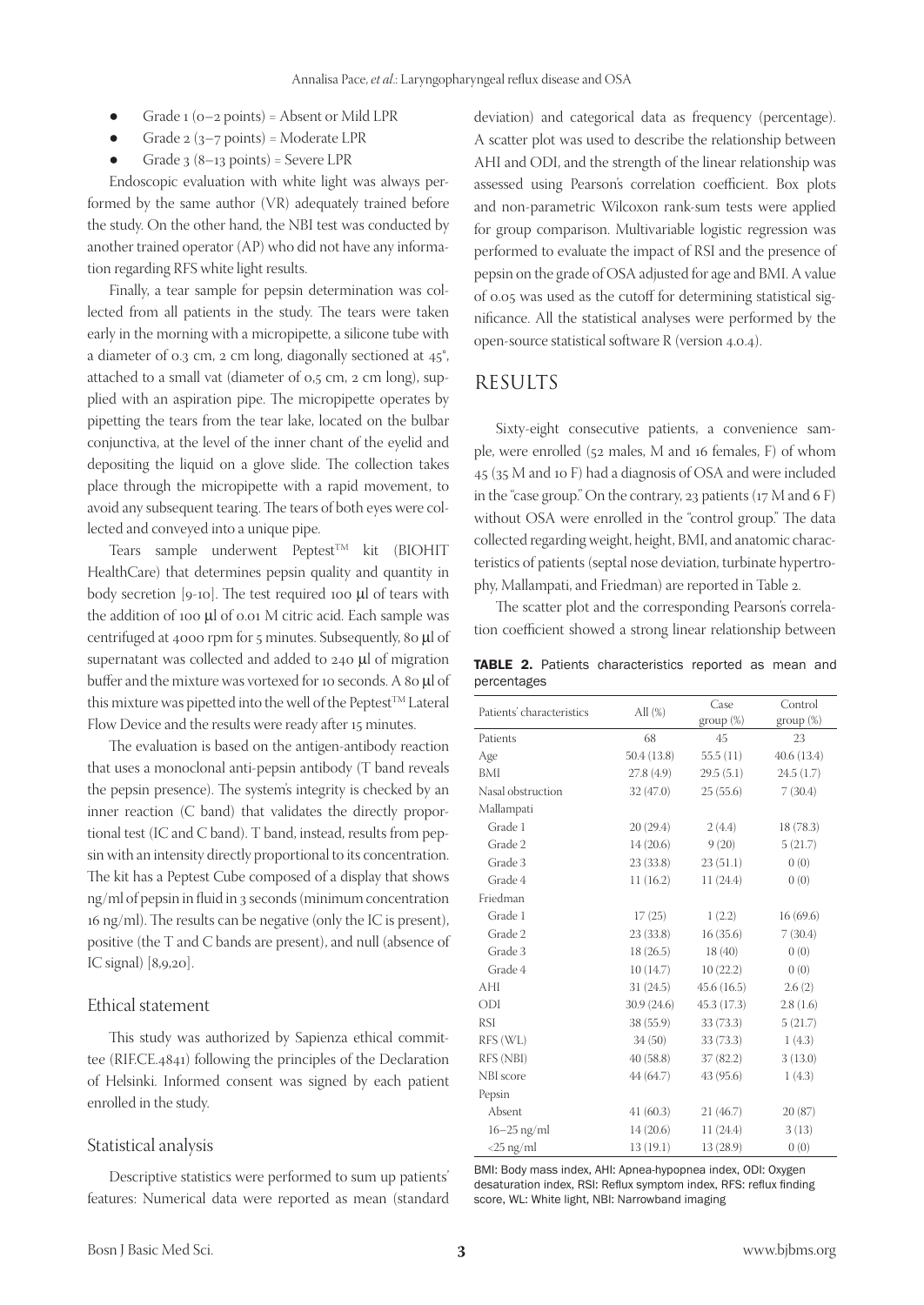- Grade 1 (0–2 points) = Absent or Mild LPR
- Grade 2 (3–7 points) = Moderate LPR
- Grade 3 (8–13 points) = Severe LPR

Endoscopic evaluation with white light was always performed by the same author (VR) adequately trained before the study. On the other hand, the NBI test was conducted by another trained operator (AP) who did not have any information regarding RFS white light results.

Finally, a tear sample for pepsin determination was collected from all patients in the study. The tears were taken early in the morning with a micropipette, a silicone tube with a diameter of 0.3 cm, 2 cm long, diagonally sectioned at 45°, attached to a small vat (diameter of 0,5 cm, 2 cm long), supplied with an aspiration pipe. The micropipette operates by pipetting the tears from the tear lake, located on the bulbar conjunctiva, at the level of the inner chant of the eyelid and depositing the liquid on a glove slide. The collection takes place through the micropipette with a rapid movement, to avoid any subsequent tearing. The tears of both eyes were collected and conveyed into a unique pipe.

Tears sample underwent Peptest™ kit (BIOHIT HealthCare) that determines pepsin quality and quantity in body secretion [9-10]. The test required 100 μl of tears with the addition of 100 μl of 0.01 M citric acid. Each sample was centrifuged at 4000 rpm for 5 minutes. Subsequently, 80 μl of supernatant was collected and added to 240 μl of migration buffer and the mixture was vortexed for 10 seconds. A 80 μl of this mixture was pipetted into the well of the Peptest™ Lateral Flow Device and the results were ready after 15 minutes.

The evaluation is based on the antigen-antibody reaction that uses a monoclonal anti-pepsin antibody (T band reveals the pepsin presence). The system's integrity is checked by an inner reaction (C band) that validates the directly proportional test (IC and C band). T band, instead, results from pepsin with an intensity directly proportional to its concentration. The kit has a Peptest Cube composed of a display that shows ng/ml of pepsin in fluid in 3 seconds (minimum concentration 16 ng/ml). The results can be negative (only the IC is present), positive (the T and C bands are present), and null (absence of IC signal) [8,9,20].

### Ethical statement

This study was authorized by Sapienza ethical committee (RIF.CE.4841) following the principles of the Declaration of Helsinki. Informed consent was signed by each patient enrolled in the study.

### Statistical analysis

Descriptive statistics were performed to sum up patients' features: Numerical data were reported as mean (standard deviation) and categorical data as frequency (percentage). A scatter plot was used to describe the relationship between AHI and ODI, and the strength of the linear relationship was assessed using Pearson's correlation coefficient. Box plots and non-parametric Wilcoxon rank-sum tests were applied for group comparison. Multivariable logistic regression was performed to evaluate the impact of RSI and the presence of pepsin on the grade of OSA adjusted for age and BMI. A value of 0.05 was used as the cutoff for determining statistical significance. All the statistical analyses were performed by the open-source statistical software R (version 4.0.4).

## RESULTS

Sixty-eight consecutive patients, a convenience sample, were enrolled (52 males, M and 16 females, F) of whom 45 (35 M and 10 F) had a diagnosis of OSA and were included in the "case group." On the contrary, 23 patients (17 M and 6 F) without OSA were enrolled in the "control group." The data collected regarding weight, height, BMI, and anatomic characteristics of patients (septal nose deviation, turbinate hypertrophy, Mallampati, and Friedman) are reported in Table 2.

The scatter plot and the corresponding Pearson's correlation coefficient showed a strong linear relationship between

**TABLE 2.** Patients characteristics reported as mean and percentages

| Patients' characteristics | All (%) | Case group (%) | Control group (%) |
|---|---|---|---|
| Patients | 68 | 45 | 23 |
| Age | 50.4 (13.8) | 55.5 (11) | 40.6 (13.4) |
| BMI | 27.8 (4.9) | 29.5 (5.1) | 24.5 (1.7) |
| Nasal obstruction | 32 (47.0) | 25 (55.6) | 7 (30.4) |
| Mallampati | | | |
| Grade 1 | 20 (29.4) | 2 (4.4) | 18 (78.3) |
| Grade 2 | 14 (20.6) | 9 (20) | 5 (21.7) |
| Grade 3 | 23 (33.8) | 23 (51.1) | 0 (0) |
| Grade 4 | 11 (16.2) | 11 (24.4) | 0 (0) |
| Friedman | | | |
| Grade 1 | 17 (25) | 1 (2.2) | 16 (69.6) |
| Grade 2 | 23 (33.8) | 16 (35.6) | 7 (30.4) |
| Grade 3 | 18 (26.5) | 18 (40) | 0 (0) |
| Grade 4 | 10 (14.7) | 10 (22.2) | 0 (0) |
| AHI | 31 (24.5) | 45.6 (16.5) | 2.6 (2) |
| ODI | 30.9 (24.6) | 45.3 (17.3) | 2.8 (1.6) |
| RSI | 38 (55.9) | 33 (73.3) | 5 (21.7) |
| RFS (WL) | 34 (50) | 33 (73.3) | 1 (4.3) |
| RFS (NBI) | 40 (58.8) | 37 (82.2) | 3 (13.0) |
| NBI score | 44 (64.7) | 43 (95.6) | 1 (4.3) |
| Pepsin | | | |
| Absent | 41 (60.3) | 21 (46.7) | 20 (87) |
| 16–25 ng/ml | 14 (20.6) | 11 (24.4) | 3 (13) |
| <25 ng/ml | 13 (19.1) | 13 (28.9) | 0 (0) |

BMI: Body mass index, AHI: Apnea-hypopnea index, ODI: Oxygen desaturation index, RSI: Reflux symptom index, RFS: reflux finding score, WL: White light, NBI: Narrowband imaging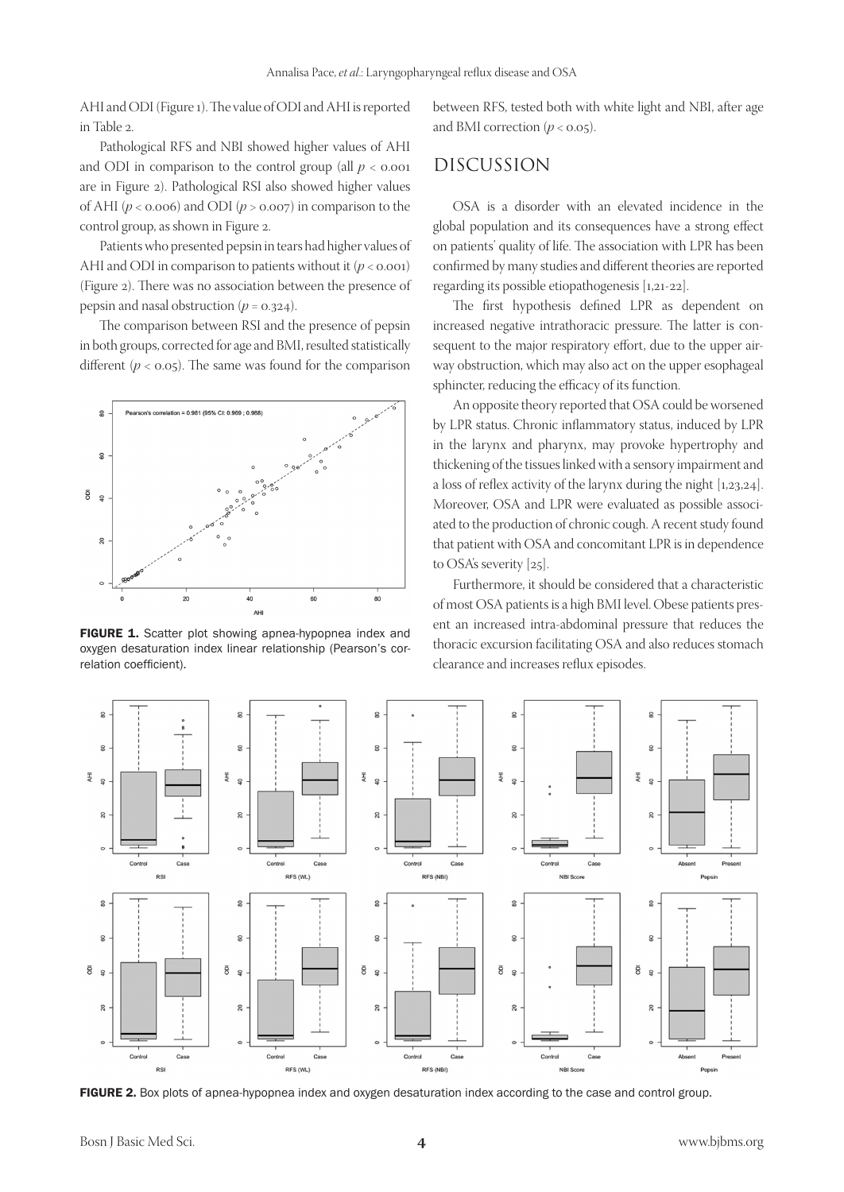AHI and ODI (Figure 1). The value of ODI and AHI is reported in Table 2.

Pathological RFS and NBI showed higher values of AHI and ODI in comparison to the control group (all $p < 0.001$ are in Figure 2). Pathological RSI also showed higher values of AHI ($p < 0.006$) and ODI ($p > 0.007$) in comparison to the control group, as shown in Figure 2.

Patients who presented pepsin in tears had higher values of AHI and ODI in comparison to patients without it ($p < 0.001$) (Figure 2). There was no association between the presence of pepsin and nasal obstruction ($p = 0.324$).

The comparison between RSI and the presence of pepsin in both groups, corrected for age and BMI, resulted statistically different ($p < 0.05$). The same was found for the comparison between RFS, tested both with white light and NBI, after age and BMI correction ($p < 0.05$).

**FIGURE 1.** Scatter plot showing apnea-hypopnea index and oxygen desaturation index linear relationship (Pearson's correlation coefficient).

## DISCUSSION

OSA is a disorder with an elevated incidence in the global population and its consequences have a strong effect on patients' quality of life. The association with LPR has been confirmed by many studies and different theories are reported regarding its possible etiopathogenesis [1,21-22].

The first hypothesis defined LPR as dependent on increased negative intrathoracic pressure. The latter is consequent to the major respiratory effort, due to the upper airway obstruction, which may also act on the upper esophageal sphincter, reducing the efficacy of its function.

An opposite theory reported that OSA could be worsened by LPR status. Chronic inflammatory status, induced by LPR in the larynx and pharynx, may provoke hypertrophy and thickening of the tissues linked with a sensory impairment and a loss of reflex activity of the larynx during the night [1,23,24]. Moreover, OSA and LPR were evaluated as possible associated to the production of chronic cough. A recent study found that patient with OSA and concomitant LPR is in dependence to OSA's severity [25].

Furthermore, it should be considered that a characteristic of most OSA patients is a high BMI level. Obese patients present an increased intra-abdominal pressure that reduces the thoracic excursion facilitating OSA and also reduces stomach clearance and increases reflux episodes.

**FIGURE 2.** Box plots of apnea-hypopnea index and oxygen desaturation index according to the case and control group.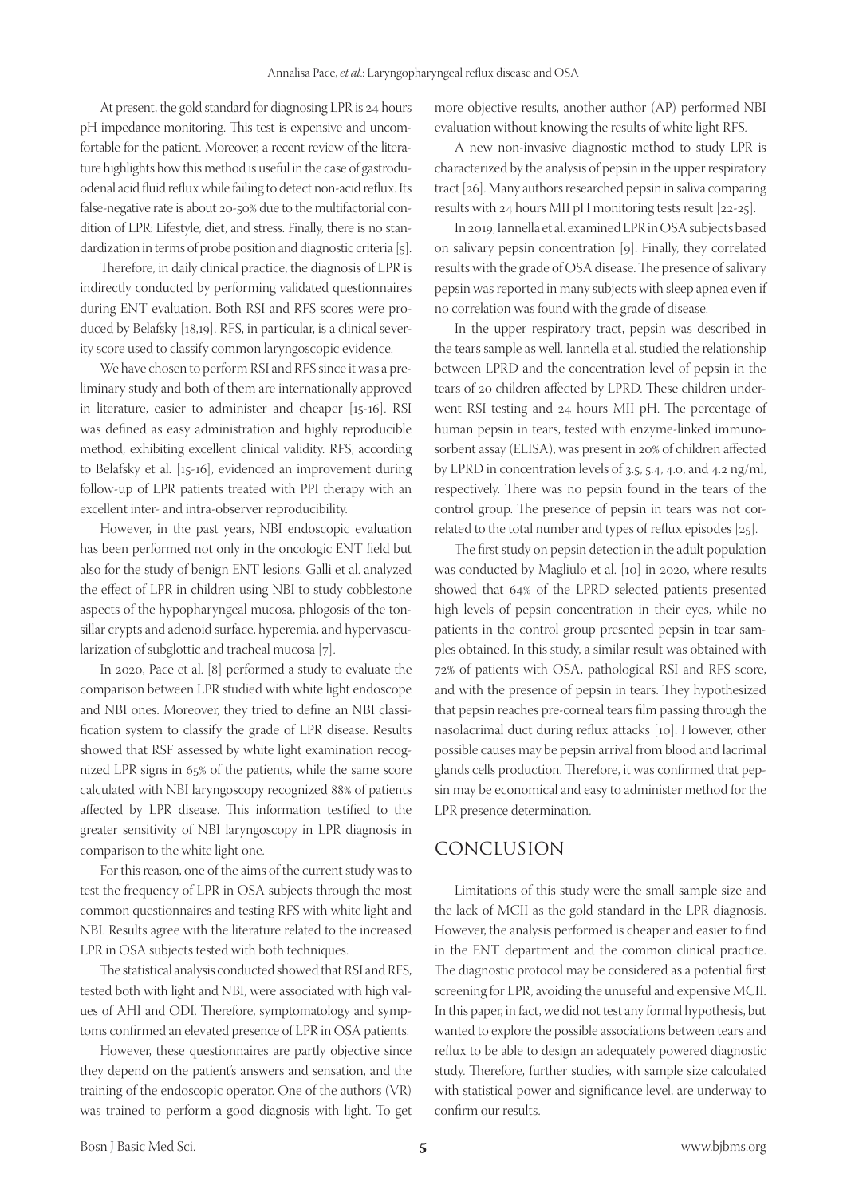At present, the gold standard for diagnosing LPR is 24 hours pH impedance monitoring. This test is expensive and uncomfortable for the patient. Moreover, a recent review of the literature highlights how this method is useful in the case of gastroduodenal acid fluid reflux while failing to detect non-acid reflux. Its false-negative rate is about 20-50% due to the multifactorial condition of LPR: Lifestyle, diet, and stress. Finally, there is no standardization in terms of probe position and diagnostic criteria [5].

Therefore, in daily clinical practice, the diagnosis of LPR is indirectly conducted by performing validated questionnaires during ENT evaluation. Both RSI and RFS scores were produced by Belafsky [18,19]. RFS, in particular, is a clinical severity score used to classify common laryngoscopic evidence.

We have chosen to perform RSI and RFS since it was a preliminary study and both of them are internationally approved in literature, easier to administer and cheaper [15-16]. RSI was defined as easy administration and highly reproducible method, exhibiting excellent clinical validity. RFS, according to Belafsky et al. [15-16], evidenced an improvement during follow-up of LPR patients treated with PPI therapy with an excellent inter- and intra-observer reproducibility.

However, in the past years, NBI endoscopic evaluation has been performed not only in the oncologic ENT field but also for the study of benign ENT lesions. Galli et al. analyzed the effect of LPR in children using NBI to study cobblestone aspects of the hypopharyngeal mucosa, phlogosis of the tonsillar crypts and adenoid surface, hyperemia, and hypervascularization of subglottic and tracheal mucosa [7].

In 2020, Pace et al. [8] performed a study to evaluate the comparison between LPR studied with white light endoscope and NBI ones. Moreover, they tried to define an NBI classification system to classify the grade of LPR disease. Results showed that RSF assessed by white light examination recognized LPR signs in 65% of the patients, while the same score calculated with NBI laryngoscopy recognized 88% of patients affected by LPR disease. This information testified to the greater sensitivity of NBI laryngoscopy in LPR diagnosis in comparison to the white light one.

For this reason, one of the aims of the current study was to test the frequency of LPR in OSA subjects through the most common questionnaires and testing RFS with white light and NBI. Results agree with the literature related to the increased LPR in OSA subjects tested with both techniques.

The statistical analysis conducted showed that RSI and RFS, tested both with light and NBI, were associated with high values of AHI and ODI. Therefore, symptomatology and symptoms confirmed an elevated presence of LPR in OSA patients.

However, these questionnaires are partly objective since they depend on the patient's answers and sensation, and the training of the endoscopic operator. One of the authors (VR) was trained to perform a good diagnosis with light. To get more objective results, another author (AP) performed NBI evaluation without knowing the results of white light RFS.

A new non-invasive diagnostic method to study LPR is characterized by the analysis of pepsin in the upper respiratory tract [26]. Many authors researched pepsin in saliva comparing results with 24 hours MII pH monitoring tests result [22-25].

In 2019, Iannella et al. examined LPR in OSA subjects based on salivary pepsin concentration [9]. Finally, they correlated results with the grade of OSA disease. The presence of salivary pepsin was reported in many subjects with sleep apnea even if no correlation was found with the grade of disease.

In the upper respiratory tract, pepsin was described in the tears sample as well. Iannella et al. studied the relationship between LPRD and the concentration level of pepsin in the tears of 20 children affected by LPRD. These children underwent RSI testing and 24 hours MII pH. The percentage of human pepsin in tears, tested with enzyme-linked immunosorbent assay (ELISA), was present in 20% of children affected by LPRD in concentration levels of 3.5, 5.4, 4.0, and 4.2 ng/ml, respectively. There was no pepsin found in the tears of the control group. The presence of pepsin in tears was not correlated to the total number and types of reflux episodes [25].

The first study on pepsin detection in the adult population was conducted by Magliulo et al. [10] in 2020, where results showed that 64% of the LPRD selected patients presented high levels of pepsin concentration in their eyes, while no patients in the control group presented pepsin in tear samples obtained. In this study, a similar result was obtained with 72% of patients with OSA, pathological RSI and RFS score, and with the presence of pepsin in tears. They hypothesized that pepsin reaches pre-corneal tears film passing through the nasolacrimal duct during reflux attacks [10]. However, other possible causes may be pepsin arrival from blood and lacrimal glands cells production. Therefore, it was confirmed that pepsin may be economical and easy to administer method for the LPR presence determination.

## CONCLUSION

Limitations of this study were the small sample size and the lack of MCII as the gold standard in the LPR diagnosis. However, the analysis performed is cheaper and easier to find in the ENT department and the common clinical practice. The diagnostic protocol may be considered as a potential first screening for LPR, avoiding the unuseful and expensive MCII. In this paper, in fact, we did not test any formal hypothesis, but wanted to explore the possible associations between tears and reflux to be able to design an adequately powered diagnostic study. Therefore, further studies, with sample size calculated with statistical power and significance level, are underway to confirm our results.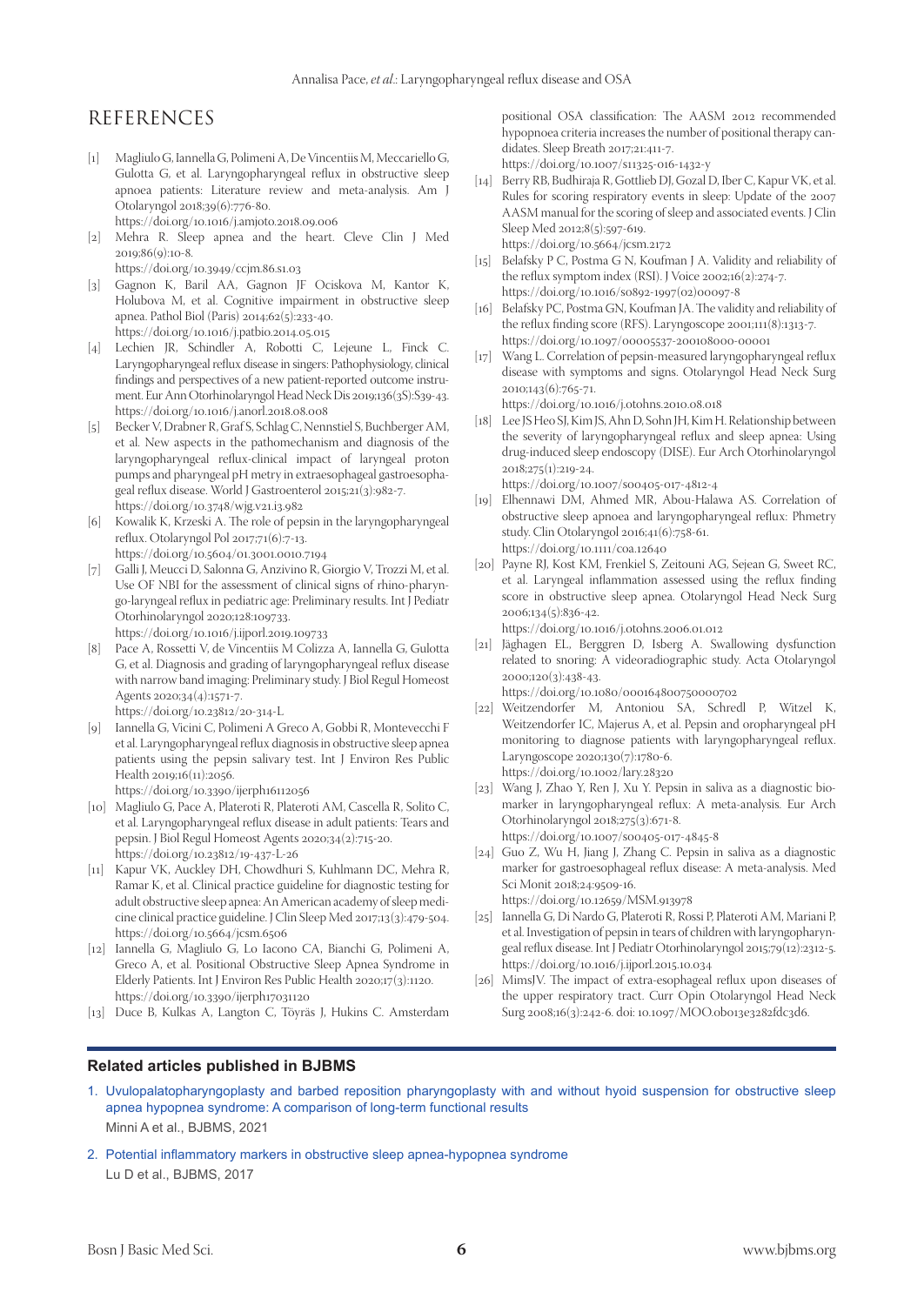## REFERENCES

[1] Magliulo G, Iannella G, Polimeni A, De Vincentiis M, Meccariello G, Gulotta G, et al. Laryngopharyngeal reflux in obstructive sleep apnoea patients: Literature review and meta-analysis. Am J Otolaryngol 2018;39(6):776-80.
https://doi.org/10.1016/j.amjoto.2018.09.006

[2] Mehra R. Sleep apnea and the heart. Cleve Clin J Med 2019;86(9):10-8.
https://doi.org/10.3949/ccjm.86.s1.03

[3] Gagnon K, Baril AA, Gagnon JF Ociskova M, Kantor K, Holubova M, et al. Cognitive impairment in obstructive sleep apnea. Pathol Biol (Paris) 2014;62(5):233-40.
https://doi.org/10.1016/j.patbio.2014.05.015

[4] Lechien JR, Schindler A, Robotti C, Lejeune L, Finck C. Laryngopharyngeal reflux disease in singers: Pathophysiology, clinical findings and perspectives of a new patient-reported outcome instrument. Eur Ann Otorhinolaryngol Head Neck Dis 2019;136(3S):S39-43.
https://doi.org/10.1016/j.anorl.2018.08.008

[5] Becker V, Drabner R, Graf S, Schlag C, Nennstiel S, Buchberger AM, et al. New aspects in the pathomechanism and diagnosis of the laryngopharyngeal reflux-clinical impact of laryngeal proton pumps and pharyngeal pH metry in extraesophageal gastroesophageal reflux disease. World J Gastroenterol 2015;21(3):982-7.
https://doi.org/10.3748/wjg.v21.i3.982

[6] Kowalik K, Krzeski A. The role of pepsin in the laryngopharyngeal reflux. Otolaryngol Pol 2017;71(6):7-13.
https://doi.org/10.5604/01.3001.0010.7194

[7] Galli J, Meucci D, Salonna G, Anzivino R, Giorgio V, Trozzi M, et al. Use OF NBI for the assessment of clinical signs of rhino-pharyngo-laryngeal reflux in pediatric age: Preliminary results. Int J Pediatr Otorhinolaryngol 2020;128:109733.
https://doi.org/10.1016/j.ijporl.2019.109733

[8] Pace A, Rossetti V, de Vincentiis M Colizza A, Iannella G, Gulotta G, et al. Diagnosis and grading of laryngopharyngeal reflux disease with narrow band imaging: Preliminary study. J Biol Regul Homeost Agents 2020;34(4):1571-7.
https://doi.org/10.23812/20-314-L

[9] Iannella G, Vicini C, Polimeni A Greco A, Gobbi R, Montevecchi F et al. Laryngopharyngeal reflux diagnosis in obstructive sleep apnea patients using the pepsin salivary test. Int J Environ Res Public Health 2019;16(11):2056.
https://doi.org/10.3390/ijerph16112056

[10] Magliulo G, Pace A, Plateroti R, Plateroti AM, Cascella R, Solito C, et al. Laryngopharyngeal reflux disease in adult patients: Tears and pepsin. J Biol Regul Homeost Agents 2020;34(2):715-20.
https://doi.org/10.23812/19-437-L-26

[11] Kapur VK, Auckley DH, Chowdhuri S, Kuhlmann DC, Mehra R, Ramar K, et al. Clinical practice guideline for diagnostic testing for adult obstructive sleep apnea: An American academy of sleep medicine clinical practice guideline. J Clin Sleep Med 2017;13(3):479-504.
https://doi.org/10.5664/jcsm.6506

[12] Iannella G, Magliulo G, Lo Iacono CA, Bianchi G, Polimeni A, Greco A, et al. Positional Obstructive Sleep Apnea Syndrome in Elderly Patients. Int J Environ Res Public Health 2020;17(3):1120.
https://doi.org/10.3390/ijerph17031120

[13] Duce B, Kulkas A, Langton C, Töyräs J, Hukins C. Amsterdam positional OSA classification: The AASM 2012 recommended hypopnoea criteria increases the number of positional therapy candidates. Sleep Breath 2017;21:411-7.
https://doi.org/10.1007/s11325-016-1432-y

[14] Berry RB, Budhiraja R, Gottlieb DJ, Gozal D, Iber C, Kapur VK, et al. Rules for scoring respiratory events in sleep: Update of the 2007 AASM manual for the scoring of sleep and associated events. J Clin Sleep Med 2012;8(5):597-619.
https://doi.org/10.5664/jcsm.2172

[15] Belafsky P C, Postma G N, Koufman J A. Validity and reliability of the reflux symptom index (RSI). J Voice 2002;16(2):274-7.
https://doi.org/10.1016/s0892-1997(02)00097-8

[16] Belafsky PC, Postma GN, Koufman JA. The validity and reliability of the reflux finding score (RFS). Laryngoscope 2001;111(8):1313-7.
https://doi.org/10.1097/00005537-200108000-00001

[17] Wang L. Correlation of pepsin-measured laryngopharyngeal reflux disease with symptoms and signs. Otolaryngol Head Neck Surg 2010;143(6):765-71.
https://doi.org/10.1016/j.otohns.2010.08.018

[18] Lee JS Heo SJ, Kim JS, Ahn D, Sohn JH, Kim H. Relationship between the severity of laryngopharyngeal reflux and sleep apnea: Using drug-induced sleep endoscopy (DISE). Eur Arch Otorhinolaryngol 2018;275(1):219-24.
https://doi.org/10.1007/s00405-017-4812-4

[19] Elhennawi DM, Ahmed MR, Abou-Halawa AS. Correlation of obstructive sleep apnoea and laryngopharyngeal reflux: Phmetry study. Clin Otolaryngol 2016;41(6):758-61.
https://doi.org/10.1111/coa.12640

[20] Payne RJ, Kost KM, Frenkiel S, Zeitouni AG, Sejean G, Sweet RC, et al. Laryngeal inflammation assessed using the reflux finding score in obstructive sleep apnea. Otolaryngol Head Neck Surg 2006;134(5):836-42.
https://doi.org/10.1016/j.otohns.2006.01.012

[21] Jäghagen EL, Berggren D, Isberg A. Swallowing dysfunction related to snoring: A videoradiographic study. Acta Otolaryngol 2000;120(3):438-43.
https://doi.org/10.1080/000164800750000702

[22] Weitzendorfer M, Antoniou SA, Schredl P, Witzel K, Weitzendorfer IC, Majerus A, et al. Pepsin and oropharyngeal pH monitoring to diagnose patients with laryngopharyngeal reflux. Laryngoscope 2020;130(7):1780-6.
https://doi.org/10.1002/lary.28320

[23] Wang J, Zhao Y, Ren J, Xu Y. Pepsin in saliva as a diagnostic biomarker in laryngopharyngeal reflux: A meta-analysis. Eur Arch Otorhinolaryngol 2018;275(3):671-8.
https://doi.org/10.1007/s00405-017-4845-8

[24] Guo Z, Wu H, Jiang J, Zhang C. Pepsin in saliva as a diagnostic marker for gastroesophageal reflux disease: A meta-analysis. Med Sci Monit 2018;24:9509-16.
https://doi.org/10.12659/MSM.913978

[25] Iannella G, Di Nardo G, Plateroti R, Rossi P, Plateroti AM, Mariani P, et al. Investigation of pepsin in tears of children with laryngopharyngeal reflux disease. Int J Pediatr Otorhinolaryngol 2015;79(12):2312-5.
https://doi.org/10.1016/j.ijporl.2015.10.034

[26] MimsJV. The impact of extra-esophageal reflux upon diseases of the upper respiratory tract. Curr Opin Otolaryngol Head Neck Surg 2008;16(3):242-6. doi: 10.1097/MOO.0b013e3282fdc3d6.

### Related articles published in BJBMS

1. Uvulopalatopharyngoplasty and barbed reposition pharyngoplasty with and without hyoid suspension for obstructive sleep apnea hypopnea syndrome: A comparison of long-term functional results
Minni A et al., BJBMS, 2021

2. Potential inflammatory markers in obstructive sleep apnea-hypopnea syndrome
Lu D et al., BJBMS, 2017